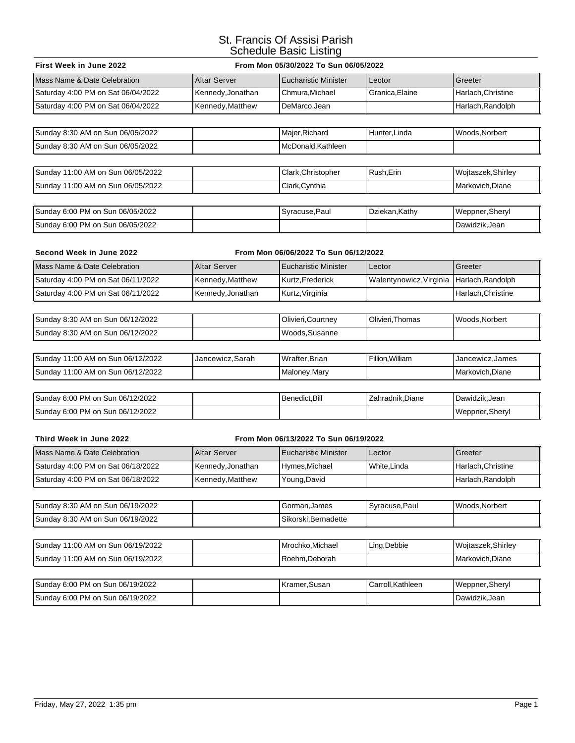# St. Francis Of Assisi Parish
## Schedule Basic Listing

**First Week in June 2022** — **From Mon 05/30/2022 To Sun 06/05/2022**

| Mass Name & Date Celebration | Altar Server | Eucharistic Minister | Lector | Greeter |
|---|---|---|---|---|
| Saturday 4:00 PM on Sat 06/04/2022 | Kennedy,Jonathan | Chmura,Michael | Granica,Elaine | Harlach,Christine |
| Saturday 4:00 PM on Sat 06/04/2022 | Kennedy,Matthew | DeMarco,Jean | | Harlach,Randolph |
| Sunday 8:30 AM on Sun 06/05/2022 | | Majer,Richard | Hunter,Linda | Woods,Norbert |
| Sunday 8:30 AM on Sun 06/05/2022 | | McDonald,Kathleen | | |
| Sunday 11:00 AM on Sun 06/05/2022 | | Clark,Christopher | Rush,Erin | Wojtaszek,Shirley |
| Sunday 11:00 AM on Sun 06/05/2022 | | Clark,Cynthia | | Markovich,Diane |
| Sunday 6:00 PM on Sun 06/05/2022 | | Syracuse,Paul | Dziekan,Kathy | Weppner,Sheryl |
| Sunday 6:00 PM on Sun 06/05/2022 | | | | Dawidzik,Jean |

**Second Week in June 2022** — **From Mon 06/06/2022 To Sun 06/12/2022**

| Mass Name & Date Celebration | Altar Server | Eucharistic Minister | Lector | Greeter |
|---|---|---|---|---|
| Saturday 4:00 PM on Sat 06/11/2022 | Kennedy,Matthew | Kurtz,Frederick | Walentynowicz,Virginia | Harlach,Randolph |
| Saturday 4:00 PM on Sat 06/11/2022 | Kennedy,Jonathan | Kurtz,Virginia | | Harlach,Christine |
| Sunday 8:30 AM on Sun 06/12/2022 | | Olivieri,Courtney | Olivieri,Thomas | Woods,Norbert |
| Sunday 8:30 AM on Sun 06/12/2022 | | Woods,Susanne | | |
| Sunday 11:00 AM on Sun 06/12/2022 | Jancewicz,Sarah | Wrafter,Brian | Fillion,William | Jancewicz,James |
| Sunday 11:00 AM on Sun 06/12/2022 | | Maloney,Mary | | Markovich,Diane |
| Sunday 6:00 PM on Sun 06/12/2022 | | Benedict,Bill | Zahradnik,Diane | Dawidzik,Jean |
| Sunday 6:00 PM on Sun 06/12/2022 | | | | Weppner,Sheryl |

**Third Week in June 2022** — **From Mon 06/13/2022 To Sun 06/19/2022**

| Mass Name & Date Celebration | Altar Server | Eucharistic Minister | Lector | Greeter |
|---|---|---|---|---|
| Saturday 4:00 PM on Sat 06/18/2022 | Kennedy,Jonathan | Hymes,Michael | White,Linda | Harlach,Christine |
| Saturday 4:00 PM on Sat 06/18/2022 | Kennedy,Matthew | Young,David | | Harlach,Randolph |
| Sunday 8:30 AM on Sun 06/19/2022 | | Gorman,James | Syracuse,Paul | Woods,Norbert |
| Sunday 8:30 AM on Sun 06/19/2022 | | Sikorski,Bernadette | | |
| Sunday 11:00 AM on Sun 06/19/2022 | | Mrochko,Michael | Ling,Debbie | Wojtaszek,Shirley |
| Sunday 11:00 AM on Sun 06/19/2022 | | Roehm,Deborah | | Markovich,Diane |
| Sunday 6:00 PM on Sun 06/19/2022 | | Kramer,Susan | Carroll,Kathleen | Weppner,Sheryl |
| Sunday 6:00 PM on Sun 06/19/2022 | | | | Dawidzik,Jean |

Friday, May 27, 2022 1:35 pm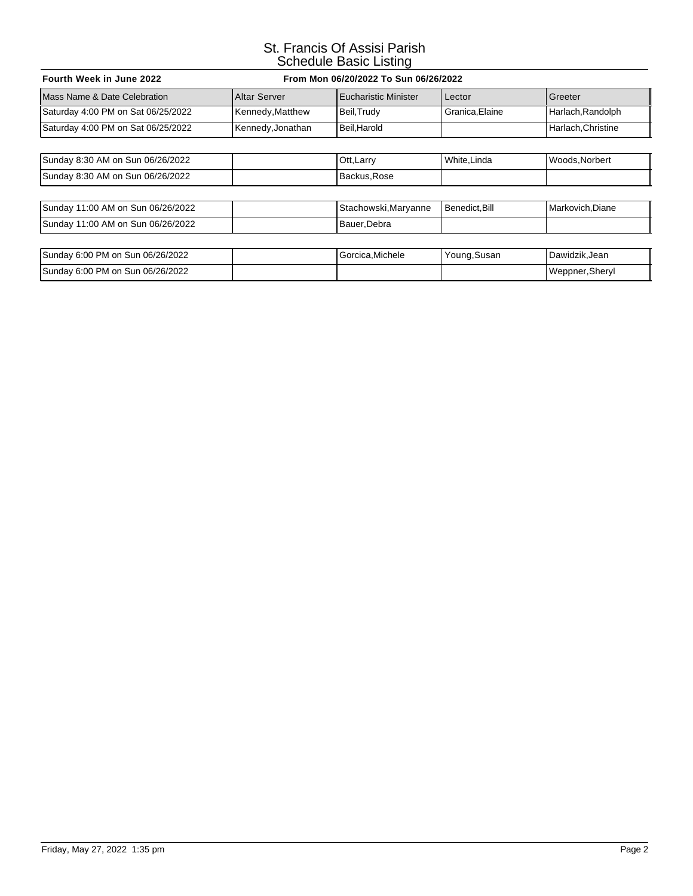# St. Francis Of Assisi Parish
## Schedule Basic Listing

**Fourth Week in June 2022** **From Mon 06/20/2022 To Sun 06/26/2022**

| Mass Name & Date Celebration | Altar Server | Eucharistic Minister | Lector | Greeter |
|---|---|---|---|---|
| Saturday 4:00 PM on Sat 06/25/2022 | Kennedy,Matthew | Beil,Trudy | Granica,Elaine | Harlach,Randolph |
| Saturday 4:00 PM on Sat 06/25/2022 | Kennedy,Jonathan | Beil,Harold | | Harlach,Christine |
| Sunday 8:30 AM on Sun 06/26/2022 | | Ott,Larry | White,Linda | Woods,Norbert |
| Sunday 8:30 AM on Sun 06/26/2022 | | Backus,Rose | | |
| Sunday 11:00 AM on Sun 06/26/2022 | | Stachowski,Maryanne | Benedict,Bill | Markovich,Diane |
| Sunday 11:00 AM on Sun 06/26/2022 | | Bauer,Debra | | |
| Sunday 6:00 PM on Sun 06/26/2022 | | Gorcica,Michele | Young,Susan | Dawidzik,Jean |
| Sunday 6:00 PM on Sun 06/26/2022 | | | | Weppner,Sheryl |

Friday, May 27, 2022 1:35 pm